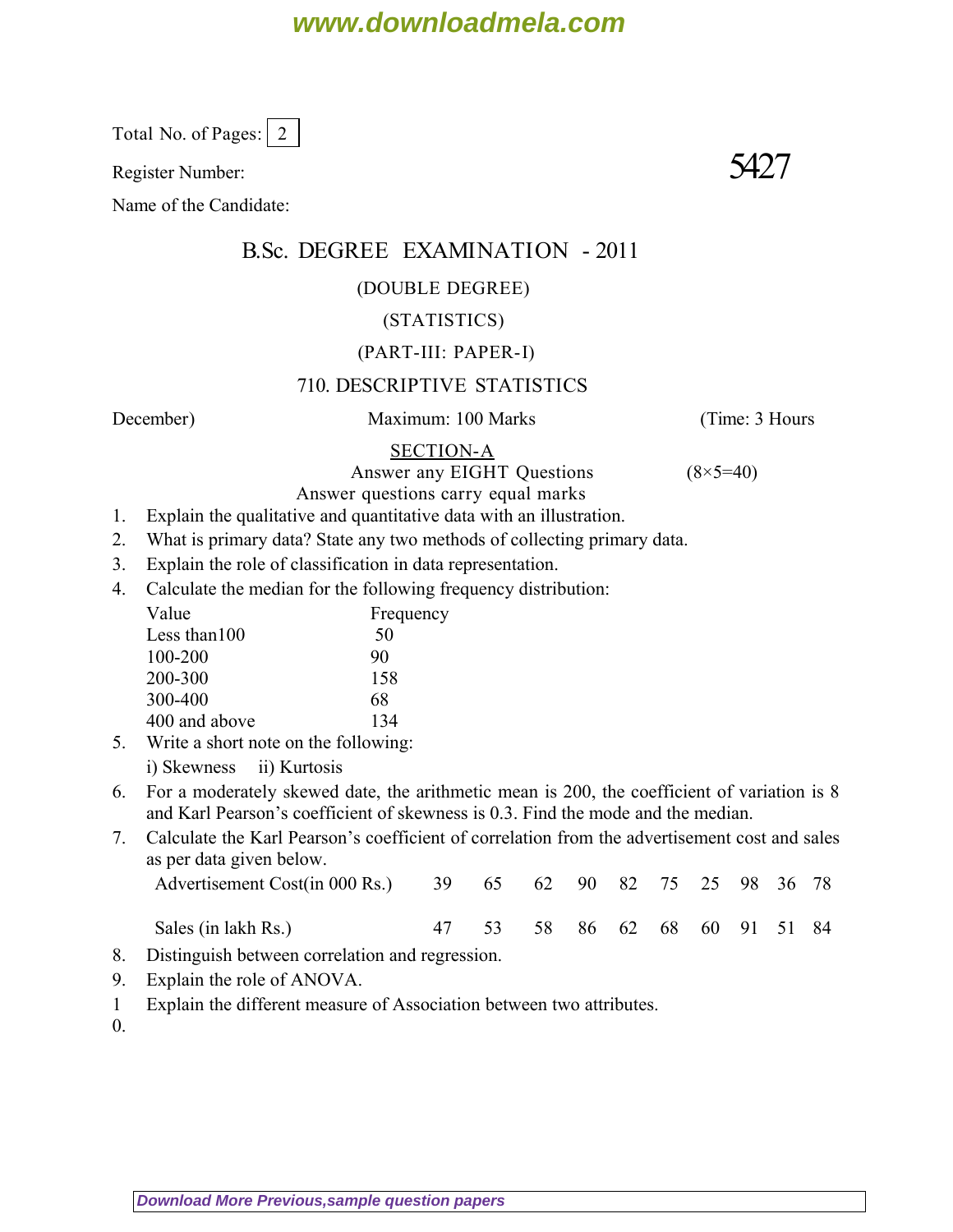Total No. of Pages: 2

Register Number:

**5427**

Name of the Candidate:

# B.Sc. DEGREE EXAMINATION - 2011

## (DOUBLE DEGREE)

## (STATISTICS)

## (PART-III: PAPER-I)

## 710. DESCRIPTIVE STATISTICS

December) Maximum: 100 Marks (Time: 3 Hours

### SECTION-A

Answer any EIGHT Questions (8×5=40)

Answer questions carry equal marks

1. Explain the qualitative and quantitative data with an illustration.
2. What is primary data? State any two methods of collecting primary data.
3. Explain the role of classification in data representation.
4. Calculate the median for the following frequency distribution:

| Value | Frequency |
|---|---|
| Less than100 | 50 |
| 100-200 | 90 |
| 200-300 | 158 |
| 300-400 | 68 |
| 400 and above | 134 |

5. Write a short note on the following:
   i) Skewness ii) Kurtosis
6. For a moderately skewed date, the arithmetic mean is 200, the coefficient of variation is 8 and Karl Pearson's coefficient of skewness is 0.3. Find the mode and the median.
7. Calculate the Karl Pearson's coefficient of correlation from the advertisement cost and sales as per data given below.

| Advertisement Cost(in 000 Rs.) | 39 | 65 | 62 | 90 | 82 | 75 | 25 | 98 | 36 | 78 |
|---|---|---|---|---|---|---|---|---|---|---|
| Sales (in lakh Rs.) | 47 | 53 | 58 | 86 | 62 | 68 | 60 | 91 | 51 | 84 |

8. Distinguish between correlation and regression.
9. Explain the role of ANOVA.
10. Explain the different measure of Association between two attributes.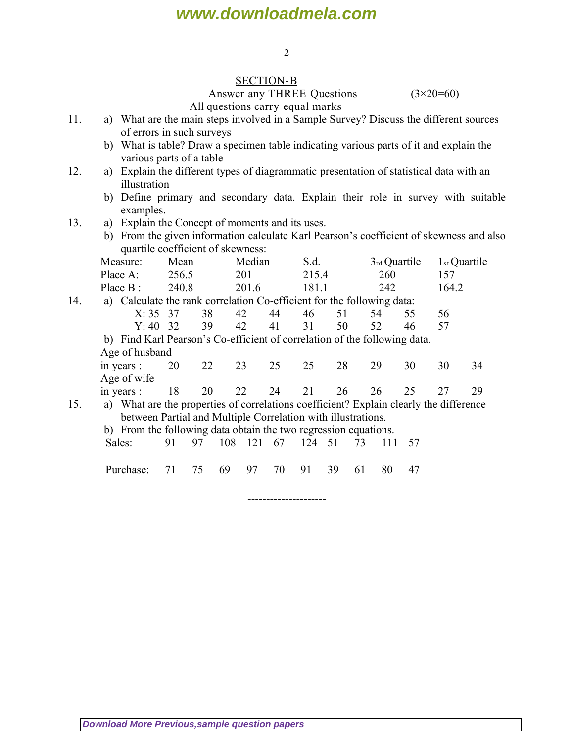## SECTION-B

Answer any THREE Questions (3×20=60)

All questions carry equal marks

11. a) What are the main steps involved in a Sample Survey? Discuss the different sources of errors in such surveys

    b) What is table? Draw a specimen table indicating various parts of it and explain the various parts of a table

12. a) Explain the different types of diagrammatic presentation of statistical data with an illustration

    b) Define primary and secondary data. Explain their role in survey with suitable examples.

13. a) Explain the Concept of moments and its uses.

    b) From the given information calculate Karl Pearson's coefficient of skewness and also quartile coefficient of skewness:

| Measure: | Mean | Median | S.d. | $3_{rd}$ Quartile | $1_{st}$ Quartile |
|---|---|---|---|---|---|
| Place A: | 256.5 | 201 | 215.4 | 260 | 157 |
| Place B : | 240.8 | 201.6 | 181.1 | 242 | 164.2 |

14. a) Calculate the rank correlation Co-efficient for the following data:

| | | | | | | | | | |
|---|---|---|---|---|---|---|---|---|---|
| X: 35 | 37 | 38 | 42 | 44 | 46 | 51 | 54 | 55 | 56 |
| Y: 40 | 32 | 39 | 42 | 41 | 31 | 50 | 52 | 46 | 57 |

    b) Find Karl Pearson's Co-efficient of correlation of the following data.

| | | | | | | | | | | |
|---|---|---|---|---|---|---|---|---|---|---|
| Age of husband in years : | 20 | 22 | 23 | 25 | 25 | 28 | 29 | 30 | 30 | 34 |
| Age of wife in years : | 18 | 20 | 22 | 24 | 21 | 26 | 26 | 25 | 27 | 29 |

15. a) What are the properties of correlations coefficient? Explain clearly the difference between Partial and Multiple Correlation with illustrations.

    b) From the following data obtain the two regression equations.

| | | | | | | | | | | |
|---|---|---|---|---|---|---|---|---|---|---|
| Sales: | 91 | 97 | 108 | 121 | 67 | 124 | 51 | 73 | 111 | 57 |
| Purchase: | 71 | 75 | 69 | 97 | 70 | 91 | 39 | 61 | 80 | 47 |

--------------------